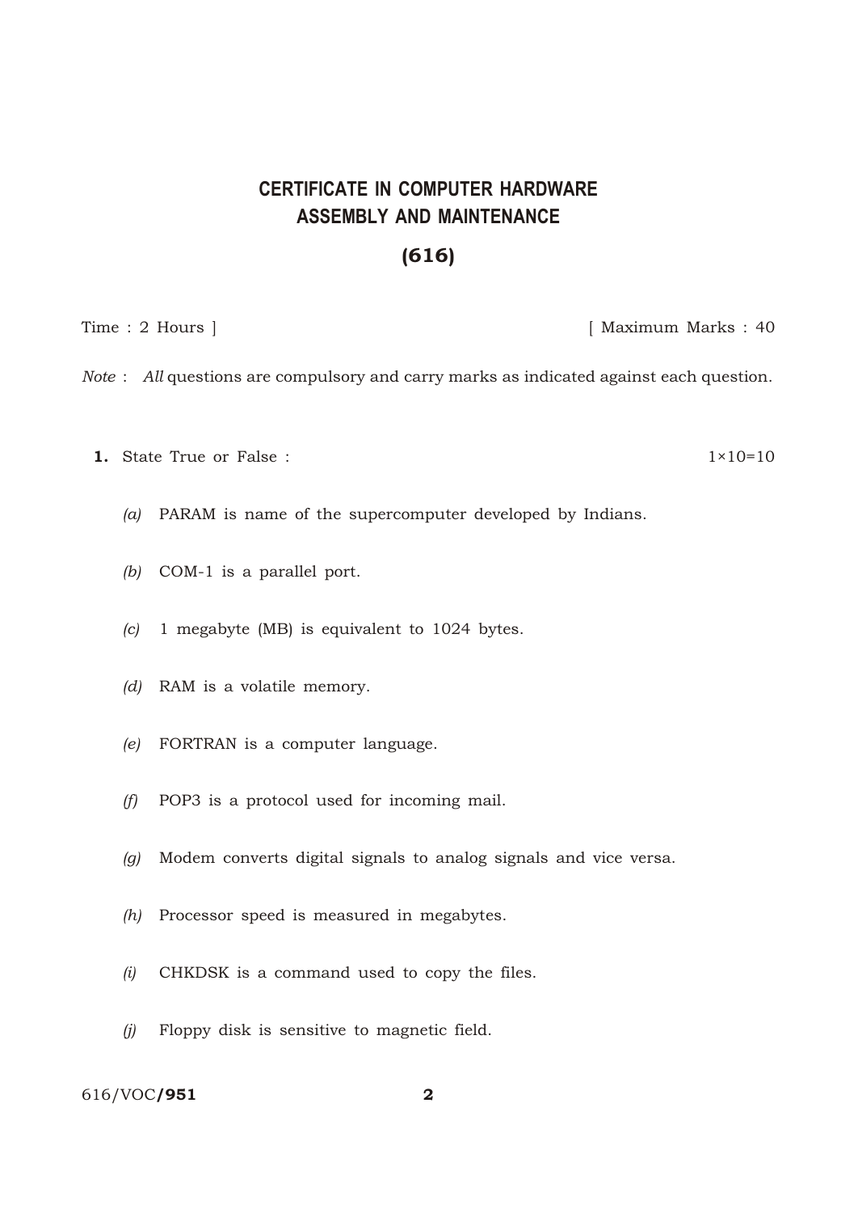# CERTIFICATE IN COMPUTER HARDWARE ASSEMBLY AND MAINTENANCE

## (616)

Time : 2 Hours ] [ Maximum Marks : 40

*Note* : *All* questions are compulsory and carry marks as indicated against each question.

**1.** State True or False : 1×10=10

*(a)* PARAM is name of the supercomputer developed by Indians.

*(b)* COM-1 is a parallel port.

*(c)* 1 megabyte (MB) is equivalent to 1024 bytes.

*(d)* RAM is a volatile memory.

*(e)* FORTRAN is a computer language.

*(f)* POP3 is a protocol used for incoming mail.

*(g)* Modem converts digital signals to analog signals and vice versa.

*(h)* Processor speed is measured in megabytes.

*(i)* CHKDSK is a command used to copy the files.

*(j)* Floppy disk is sensitive to magnetic field.

616/VOC/**951**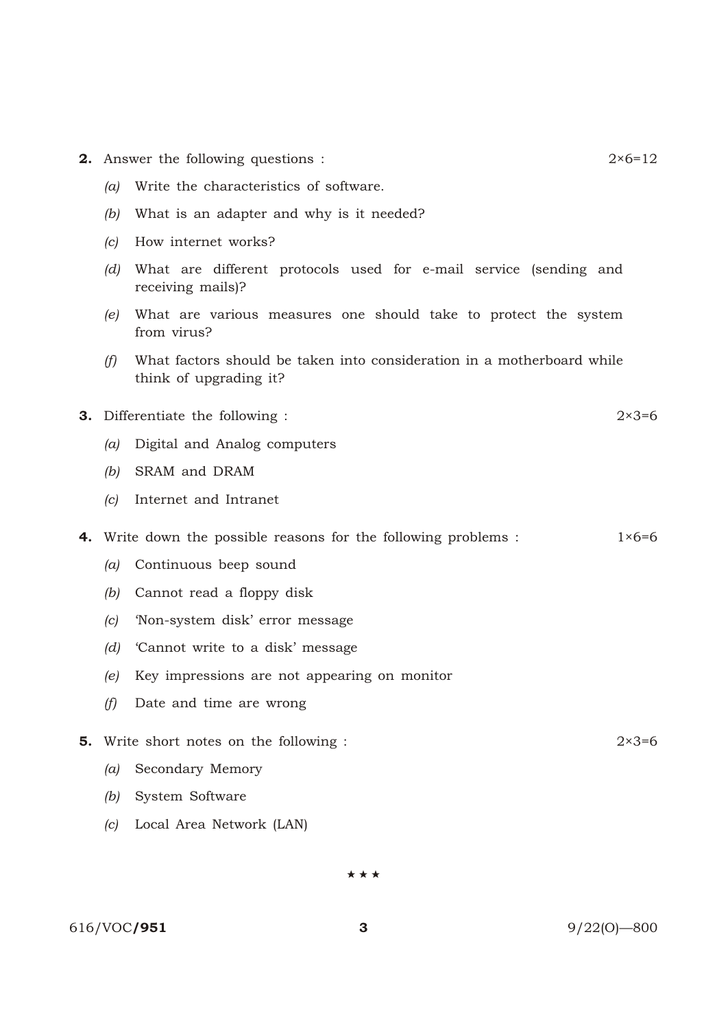**2.** Answer the following questions : 2×6=12

*(a)* Write the characteristics of software.

*(b)* What is an adapter and why is it needed?

*(c)* How internet works?

*(d)* What are different protocols used for e-mail service (sending and receiving mails)?

*(e)* What are various measures one should take to protect the system from virus?

*(f)* What factors should be taken into consideration in a motherboard while think of upgrading it?

**3.** Differentiate the following : 2×3=6

*(a)* Digital and Analog computers

*(b)* SRAM and DRAM

*(c)* Internet and Intranet

**4.** Write down the possible reasons for the following problems : 1×6=6

*(a)* Continuous beep sound

*(b)* Cannot read a floppy disk

*(c)* 'Non-system disk' error message

*(d)* 'Cannot write to a disk' message

*(e)* Key impressions are not appearing on monitor

*(f)* Date and time are wrong

**5.** Write short notes on the following : 2×3=6

*(a)* Secondary Memory

*(b)* System Software

*(c)* Local Area Network (LAN)

★ ★ ★

616/VOC/**951** 9/22(O)—800